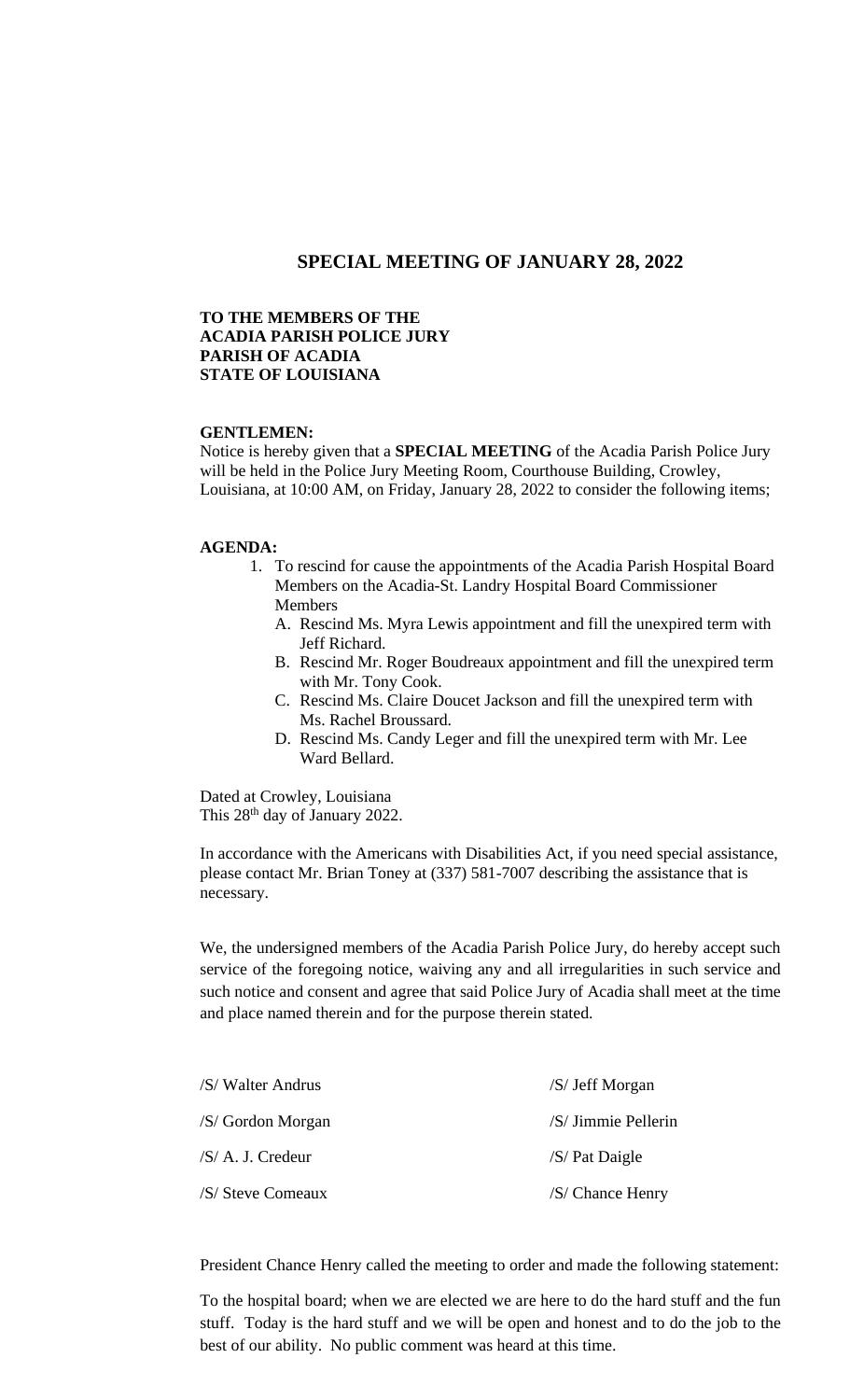# SPECIAL MEETING OF JANUARY 28, 2022

**TO THE MEMBERS OF THE**
**ACADIA PARISH POLICE JURY**
**PARISH OF ACADIA**
**STATE OF LOUISIANA**

**GENTLEMEN:**
Notice is hereby given that a **SPECIAL MEETING** of the Acadia Parish Police Jury will be held in the Police Jury Meeting Room, Courthouse Building, Crowley, Louisiana, at 10:00 AM, on Friday, January 28, 2022 to consider the following items;

**AGENDA:**

1. To rescind for cause the appointments of the Acadia Parish Hospital Board Members on the Acadia-St. Landry Hospital Board Commissioner Members
   - A. Rescind Ms. Myra Lewis appointment and fill the unexpired term with Jeff Richard.
   - B. Rescind Mr. Roger Boudreaux appointment and fill the unexpired term with Mr. Tony Cook.
   - C. Rescind Ms. Claire Doucet Jackson and fill the unexpired term with Ms. Rachel Broussard.
   - D. Rescind Ms. Candy Leger and fill the unexpired term with Mr. Lee Ward Bellard.

Dated at Crowley, Louisiana
This 28th day of January 2022.

In accordance with the Americans with Disabilities Act, if you need special assistance, please contact Mr. Brian Toney at (337) 581-7007 describing the assistance that is necessary.

We, the undersigned members of the Acadia Parish Police Jury, do hereby accept such service of the foregoing notice, waiving any and all irregularities in such service and such notice and consent and agree that said Police Jury of Acadia shall meet at the time and place named therein and for the purpose therein stated.

| | |
|---|---|
| /S/ Walter Andrus | /S/ Jeff Morgan |
| /S/ Gordon Morgan | /S/ Jimmie Pellerin |
| /S/ A. J. Credeur | /S/ Pat Daigle |
| /S/ Steve Comeaux | /S/ Chance Henry |

President Chance Henry called the meeting to order and made the following statement:

To the hospital board; when we are elected we are here to do the hard stuff and the fun stuff. Today is the hard stuff and we will be open and honest and to do the job to the best of our ability. No public comment was heard at this time.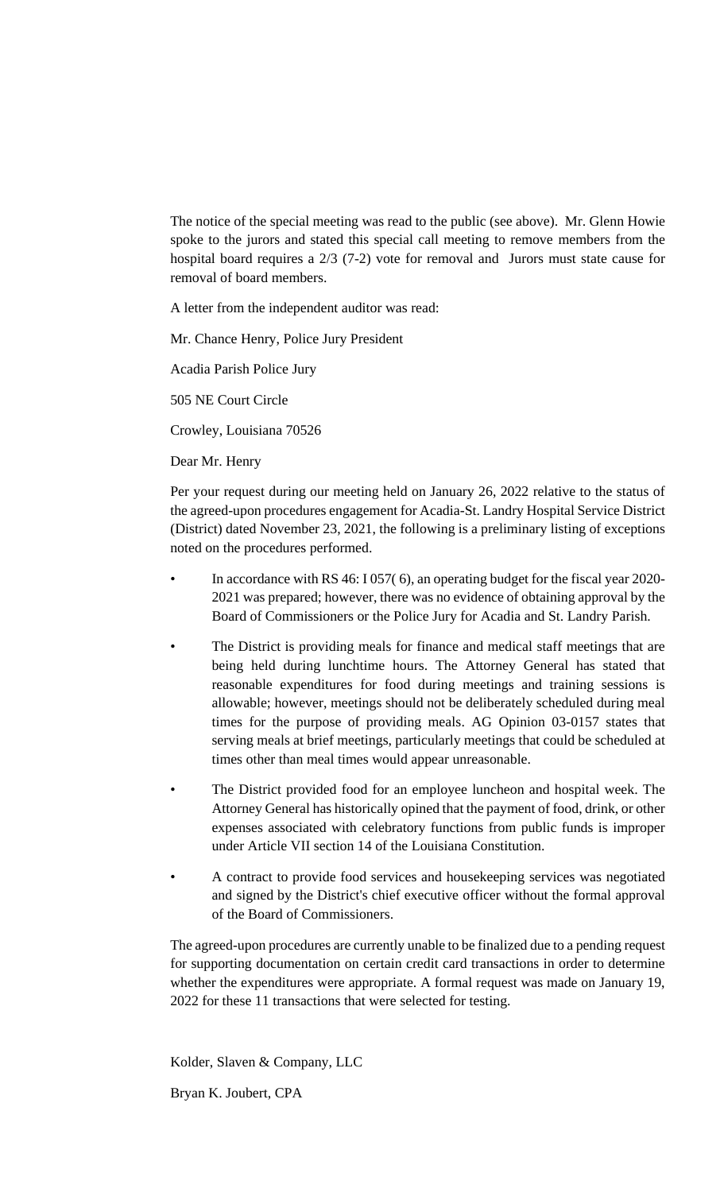The notice of the special meeting was read to the public (see above). Mr. Glenn Howie spoke to the jurors and stated this special call meeting to remove members from the hospital board requires a 2/3 (7-2) vote for removal and Jurors must state cause for removal of board members.

A letter from the independent auditor was read:

Mr. Chance Henry, Police Jury President

Acadia Parish Police Jury

505 NE Court Circle

Crowley, Louisiana 70526

Dear Mr. Henry

Per your request during our meeting held on January 26, 2022 relative to the status of the agreed-upon procedures engagement for Acadia-St. Landry Hospital Service District (District) dated November 23, 2021, the following is a preliminary listing of exceptions noted on the procedures performed.

- In accordance with RS 46: I 057( 6), an operating budget for the fiscal year 2020-2021 was prepared; however, there was no evidence of obtaining approval by the Board of Commissioners or the Police Jury for Acadia and St. Landry Parish.
- The District is providing meals for finance and medical staff meetings that are being held during lunchtime hours. The Attorney General has stated that reasonable expenditures for food during meetings and training sessions is allowable; however, meetings should not be deliberately scheduled during meal times for the purpose of providing meals. AG Opinion 03-0157 states that serving meals at brief meetings, particularly meetings that could be scheduled at times other than meal times would appear unreasonable.
- The District provided food for an employee luncheon and hospital week. The Attorney General has historically opined that the payment of food, drink, or other expenses associated with celebratory functions from public funds is improper under Article VII section 14 of the Louisiana Constitution.
- A contract to provide food services and housekeeping services was negotiated and signed by the District's chief executive officer without the formal approval of the Board of Commissioners.

The agreed-upon procedures are currently unable to be finalized due to a pending request for supporting documentation on certain credit card transactions in order to determine whether the expenditures were appropriate. A formal request was made on January 19, 2022 for these 11 transactions that were selected for testing.

Kolder, Slaven & Company, LLC

Bryan K. Joubert, CPA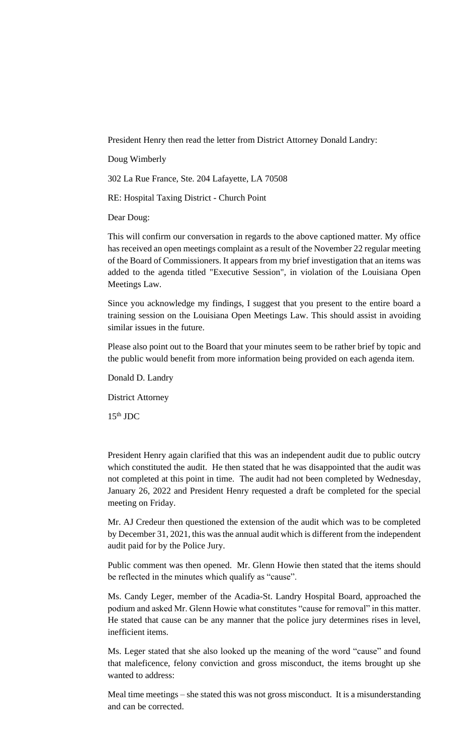President Henry then read the letter from District Attorney Donald Landry:

Doug Wimberly

302 La Rue France, Ste. 204 Lafayette, LA 70508

RE: Hospital Taxing District - Church Point

Dear Doug:

This will confirm our conversation in regards to the above captioned matter. My office has received an open meetings complaint as a result of the November 22 regular meeting of the Board of Commissioners. It appears from my brief investigation that an items was added to the agenda titled "Executive Session", in violation of the Louisiana Open Meetings Law.

Since you acknowledge my findings, I suggest that you present to the entire board a training session on the Louisiana Open Meetings Law. This should assist in avoiding similar issues in the future.

Please also point out to the Board that your minutes seem to be rather brief by topic and the public would benefit from more information being provided on each agenda item.

Donald D. Landry

District Attorney

15th JDC

President Henry again clarified that this was an independent audit due to public outcry which constituted the audit. He then stated that he was disappointed that the audit was not completed at this point in time. The audit had not been completed by Wednesday, January 26, 2022 and President Henry requested a draft be completed for the special meeting on Friday.

Mr. AJ Credeur then questioned the extension of the audit which was to be completed by December 31, 2021, this was the annual audit which is different from the independent audit paid for by the Police Jury.

Public comment was then opened. Mr. Glenn Howie then stated that the items should be reflected in the minutes which qualify as "cause".

Ms. Candy Leger, member of the Acadia-St. Landry Hospital Board, approached the podium and asked Mr. Glenn Howie what constitutes "cause for removal" in this matter. He stated that cause can be any manner that the police jury determines rises in level, inefficient items.

Ms. Leger stated that she also looked up the meaning of the word "cause" and found that maleficence, felony conviction and gross misconduct, the items brought up she wanted to address:

Meal time meetings – she stated this was not gross misconduct. It is a misunderstanding and can be corrected.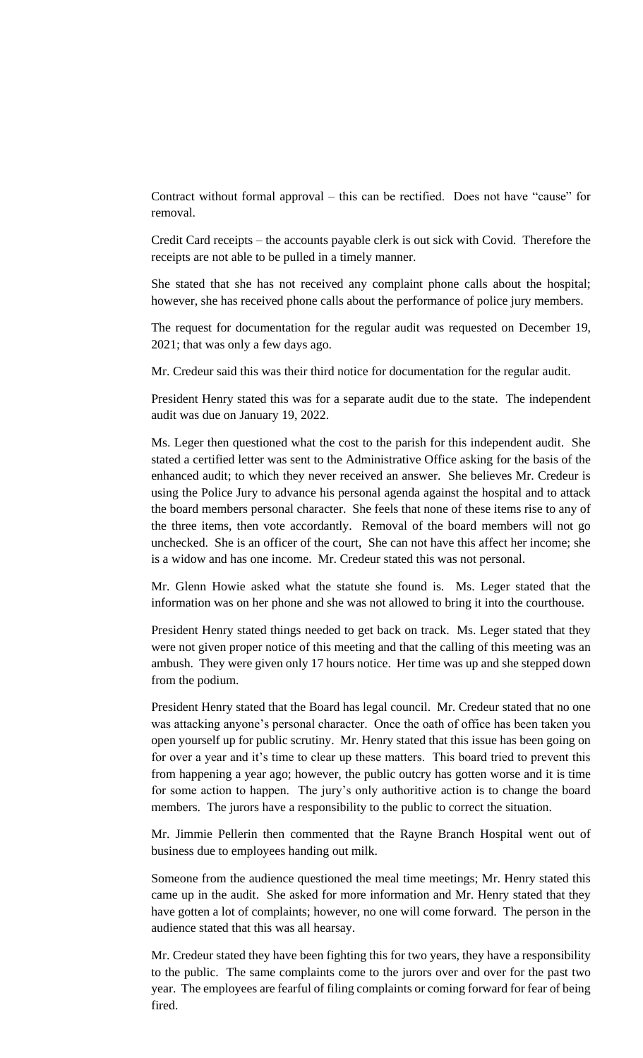Contract without formal approval – this can be rectified. Does not have "cause" for removal.

Credit Card receipts – the accounts payable clerk is out sick with Covid. Therefore the receipts are not able to be pulled in a timely manner.

She stated that she has not received any complaint phone calls about the hospital; however, she has received phone calls about the performance of police jury members.

The request for documentation for the regular audit was requested on December 19, 2021; that was only a few days ago.

Mr. Credeur said this was their third notice for documentation for the regular audit.

President Henry stated this was for a separate audit due to the state. The independent audit was due on January 19, 2022.

Ms. Leger then questioned what the cost to the parish for this independent audit. She stated a certified letter was sent to the Administrative Office asking for the basis of the enhanced audit; to which they never received an answer. She believes Mr. Credeur is using the Police Jury to advance his personal agenda against the hospital and to attack the board members personal character. She feels that none of these items rise to any of the three items, then vote accordantly. Removal of the board members will not go unchecked. She is an officer of the court, She can not have this affect her income; she is a widow and has one income. Mr. Credeur stated this was not personal.

Mr. Glenn Howie asked what the statute she found is. Ms. Leger stated that the information was on her phone and she was not allowed to bring it into the courthouse.

President Henry stated things needed to get back on track. Ms. Leger stated that they were not given proper notice of this meeting and that the calling of this meeting was an ambush. They were given only 17 hours notice. Her time was up and she stepped down from the podium.

President Henry stated that the Board has legal council. Mr. Credeur stated that no one was attacking anyone's personal character. Once the oath of office has been taken you open yourself up for public scrutiny. Mr. Henry stated that this issue has been going on for over a year and it's time to clear up these matters. This board tried to prevent this from happening a year ago; however, the public outcry has gotten worse and it is time for some action to happen. The jury's only authoritive action is to change the board members. The jurors have a responsibility to the public to correct the situation.

Mr. Jimmie Pellerin then commented that the Rayne Branch Hospital went out of business due to employees handing out milk.

Someone from the audience questioned the meal time meetings; Mr. Henry stated this came up in the audit. She asked for more information and Mr. Henry stated that they have gotten a lot of complaints; however, no one will come forward. The person in the audience stated that this was all hearsay.

Mr. Credeur stated they have been fighting this for two years, they have a responsibility to the public. The same complaints come to the jurors over and over for the past two year. The employees are fearful of filing complaints or coming forward for fear of being fired.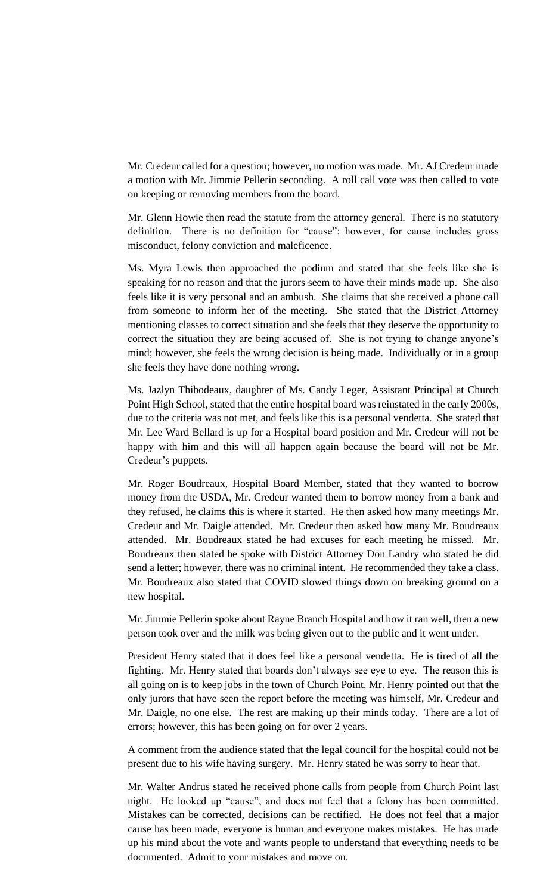Mr. Credeur called for a question; however, no motion was made. Mr. AJ Credeur made a motion with Mr. Jimmie Pellerin seconding. A roll call vote was then called to vote on keeping or removing members from the board.

Mr. Glenn Howie then read the statute from the attorney general. There is no statutory definition. There is no definition for "cause"; however, for cause includes gross misconduct, felony conviction and maleficence.

Ms. Myra Lewis then approached the podium and stated that she feels like she is speaking for no reason and that the jurors seem to have their minds made up. She also feels like it is very personal and an ambush. She claims that she received a phone call from someone to inform her of the meeting. She stated that the District Attorney mentioning classes to correct situation and she feels that they deserve the opportunity to correct the situation they are being accused of. She is not trying to change anyone's mind; however, she feels the wrong decision is being made. Individually or in a group she feels they have done nothing wrong.

Ms. Jazlyn Thibodeaux, daughter of Ms. Candy Leger, Assistant Principal at Church Point High School, stated that the entire hospital board was reinstated in the early 2000s, due to the criteria was not met, and feels like this is a personal vendetta. She stated that Mr. Lee Ward Bellard is up for a Hospital board position and Mr. Credeur will not be happy with him and this will all happen again because the board will not be Mr. Credeur's puppets.

Mr. Roger Boudreaux, Hospital Board Member, stated that they wanted to borrow money from the USDA, Mr. Credeur wanted them to borrow money from a bank and they refused, he claims this is where it started. He then asked how many meetings Mr. Credeur and Mr. Daigle attended. Mr. Credeur then asked how many Mr. Boudreaux attended. Mr. Boudreaux stated he had excuses for each meeting he missed. Mr. Boudreaux then stated he spoke with District Attorney Don Landry who stated he did send a letter; however, there was no criminal intent. He recommended they take a class. Mr. Boudreaux also stated that COVID slowed things down on breaking ground on a new hospital.

Mr. Jimmie Pellerin spoke about Rayne Branch Hospital and how it ran well, then a new person took over and the milk was being given out to the public and it went under.

President Henry stated that it does feel like a personal vendetta. He is tired of all the fighting. Mr. Henry stated that boards don't always see eye to eye. The reason this is all going on is to keep jobs in the town of Church Point. Mr. Henry pointed out that the only jurors that have seen the report before the meeting was himself, Mr. Credeur and Mr. Daigle, no one else. The rest are making up their minds today. There are a lot of errors; however, this has been going on for over 2 years.

A comment from the audience stated that the legal council for the hospital could not be present due to his wife having surgery. Mr. Henry stated he was sorry to hear that.

Mr. Walter Andrus stated he received phone calls from people from Church Point last night. He looked up "cause", and does not feel that a felony has been committed. Mistakes can be corrected, decisions can be rectified. He does not feel that a major cause has been made, everyone is human and everyone makes mistakes. He has made up his mind about the vote and wants people to understand that everything needs to be documented. Admit to your mistakes and move on.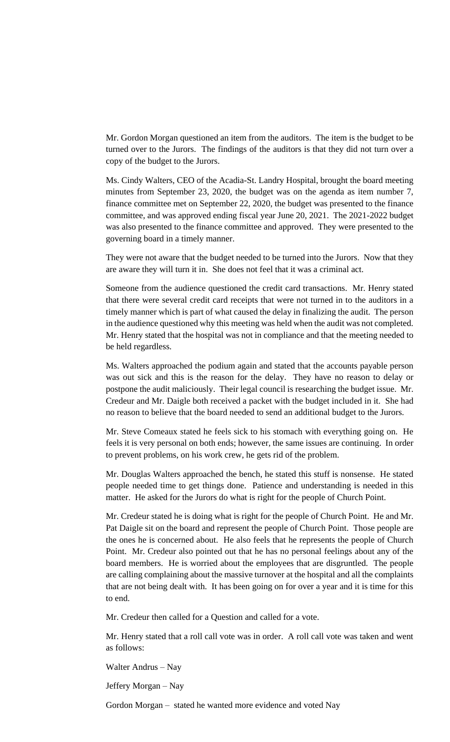Mr. Gordon Morgan questioned an item from the auditors. The item is the budget to be turned over to the Jurors. The findings of the auditors is that they did not turn over a copy of the budget to the Jurors.

Ms. Cindy Walters, CEO of the Acadia-St. Landry Hospital, brought the board meeting minutes from September 23, 2020, the budget was on the agenda as item number 7, finance committee met on September 22, 2020, the budget was presented to the finance committee, and was approved ending fiscal year June 20, 2021. The 2021-2022 budget was also presented to the finance committee and approved. They were presented to the governing board in a timely manner.

They were not aware that the budget needed to be turned into the Jurors. Now that they are aware they will turn it in. She does not feel that it was a criminal act.

Someone from the audience questioned the credit card transactions. Mr. Henry stated that there were several credit card receipts that were not turned in to the auditors in a timely manner which is part of what caused the delay in finalizing the audit. The person in the audience questioned why this meeting was held when the audit was not completed. Mr. Henry stated that the hospital was not in compliance and that the meeting needed to be held regardless.

Ms. Walters approached the podium again and stated that the accounts payable person was out sick and this is the reason for the delay. They have no reason to delay or postpone the audit maliciously. Their legal council is researching the budget issue. Mr. Credeur and Mr. Daigle both received a packet with the budget included in it. She had no reason to believe that the board needed to send an additional budget to the Jurors.

Mr. Steve Comeaux stated he feels sick to his stomach with everything going on. He feels it is very personal on both ends; however, the same issues are continuing. In order to prevent problems, on his work crew, he gets rid of the problem.

Mr. Douglas Walters approached the bench, he stated this stuff is nonsense. He stated people needed time to get things done. Patience and understanding is needed in this matter. He asked for the Jurors do what is right for the people of Church Point.

Mr. Credeur stated he is doing what is right for the people of Church Point. He and Mr. Pat Daigle sit on the board and represent the people of Church Point. Those people are the ones he is concerned about. He also feels that he represents the people of Church Point. Mr. Credeur also pointed out that he has no personal feelings about any of the board members. He is worried about the employees that are disgruntled. The people are calling complaining about the massive turnover at the hospital and all the complaints that are not being dealt with. It has been going on for over a year and it is time for this to end.

Mr. Credeur then called for a Question and called for a vote.

Mr. Henry stated that a roll call vote was in order. A roll call vote was taken and went as follows:

Walter Andrus – Nay

Jeffery Morgan – Nay

Gordon Morgan – stated he wanted more evidence and voted Nay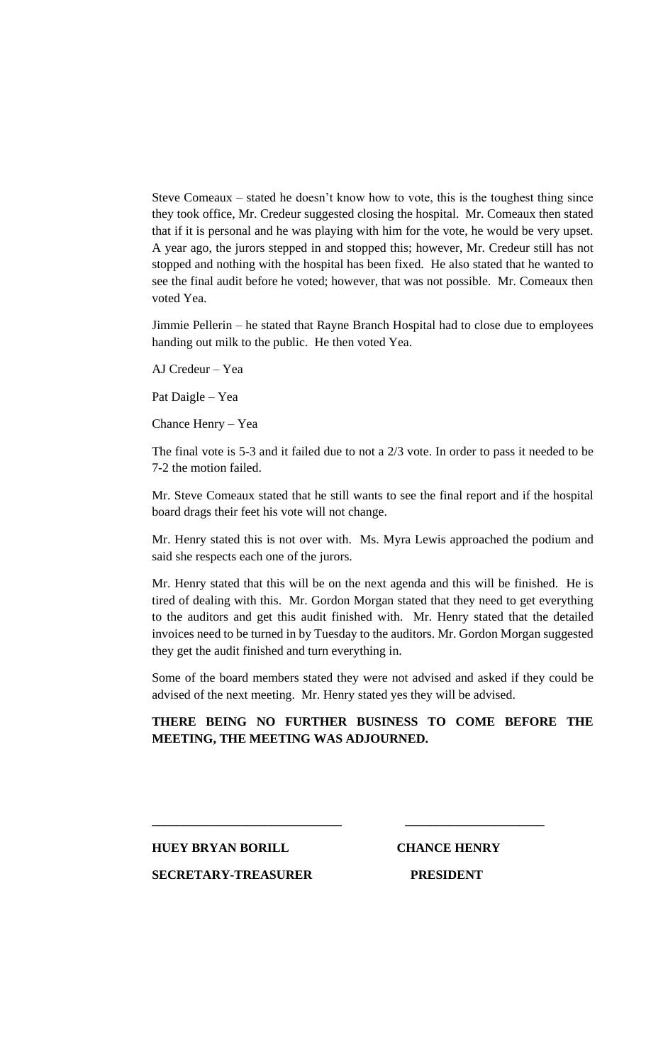Steve Comeaux – stated he doesn't know how to vote, this is the toughest thing since they took office, Mr. Credeur suggested closing the hospital. Mr. Comeaux then stated that if it is personal and he was playing with him for the vote, he would be very upset. A year ago, the jurors stepped in and stopped this; however, Mr. Credeur still has not stopped and nothing with the hospital has been fixed. He also stated that he wanted to see the final audit before he voted; however, that was not possible. Mr. Comeaux then voted Yea.

Jimmie Pellerin – he stated that Rayne Branch Hospital had to close due to employees handing out milk to the public. He then voted Yea.

AJ Credeur – Yea

Pat Daigle – Yea

Chance Henry – Yea

The final vote is 5-3 and it failed due to not a 2/3 vote. In order to pass it needed to be 7-2 the motion failed.

Mr. Steve Comeaux stated that he still wants to see the final report and if the hospital board drags their feet his vote will not change.

Mr. Henry stated this is not over with. Ms. Myra Lewis approached the podium and said she respects each one of the jurors.

Mr. Henry stated that this will be on the next agenda and this will be finished. He is tired of dealing with this. Mr. Gordon Morgan stated that they need to get everything to the auditors and get this audit finished with. Mr. Henry stated that the detailed invoices need to be turned in by Tuesday to the auditors. Mr. Gordon Morgan suggested they get the audit finished and turn everything in.

Some of the board members stated they were not advised and asked if they could be advised of the next meeting. Mr. Henry stated yes they will be advised.

**THERE BEING NO FURTHER BUSINESS TO COME BEFORE THE MEETING, THE MEETING WAS ADJOURNED.**

______________________________ ______________________

**HUEY BRYAN BORILL** **CHANCE HENRY**

**SECRETARY-TREASURER** **PRESIDENT**